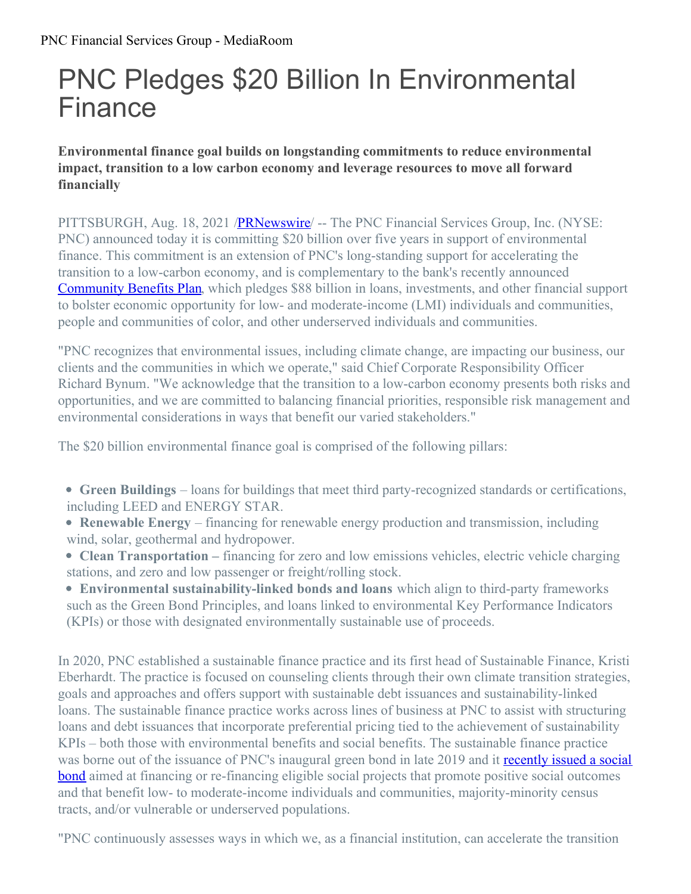PNC Financial Services Group - MediaRoom

# PNC Pledges $20 Billion In Environmental Finance

**Environmental finance goal builds on longstanding commitments to reduce environmental impact, transition to a low carbon economy and leverage resources to move all forward financially**

PITTSBURGH, Aug. 18, 2021 /PRNewswire/ -- The PNC Financial Services Group, Inc. (NYSE: PNC) announced today it is committing $20 billion over five years in support of environmental finance. This commitment is an extension of PNC's long-standing support for accelerating the transition to a low-carbon economy, and is complementary to the bank's recently announced Community Benefits Plan, which pledges $88 billion in loans, investments, and other financial support to bolster economic opportunity for low- and moderate-income (LMI) individuals and communities, people and communities of color, and other underserved individuals and communities.

"PNC recognizes that environmental issues, including climate change, are impacting our business, our clients and the communities in which we operate," said Chief Corporate Responsibility Officer Richard Bynum. "We acknowledge that the transition to a low-carbon economy presents both risks and opportunities, and we are committed to balancing financial priorities, responsible risk management and environmental considerations in ways that benefit our varied stakeholders."

The $20 billion environmental finance goal is comprised of the following pillars:

- **Green Buildings** – loans for buildings that meet third party-recognized standards or certifications, including LEED and ENERGY STAR.
- **Renewable Energy** – financing for renewable energy production and transmission, including wind, solar, geothermal and hydropower.
- **Clean Transportation –** financing for zero and low emissions vehicles, electric vehicle charging stations, and zero and low passenger or freight/rolling stock.
- **Environmental sustainability-linked bonds and loans** which align to third-party frameworks such as the Green Bond Principles, and loans linked to environmental Key Performance Indicators (KPIs) or those with designated environmentally sustainable use of proceeds.

In 2020, PNC established a sustainable finance practice and its first head of Sustainable Finance, Kristi Eberhardt. The practice is focused on counseling clients through their own climate transition strategies, goals and approaches and offers support with sustainable debt issuances and sustainability-linked loans. The sustainable finance practice works across lines of business at PNC to assist with structuring loans and debt issuances that incorporate preferential pricing tied to the achievement of sustainability KPIs – both those with environmental benefits and social benefits. The sustainable finance practice was borne out of the issuance of PNC's inaugural green bond in late 2019 and it recently issued a social bond aimed at financing or re-financing eligible social projects that promote positive social outcomes and that benefit low- to moderate-income individuals and communities, majority-minority census tracts, and/or vulnerable or underserved populations.

"PNC continuously assesses ways in which we, as a financial institution, can accelerate the transition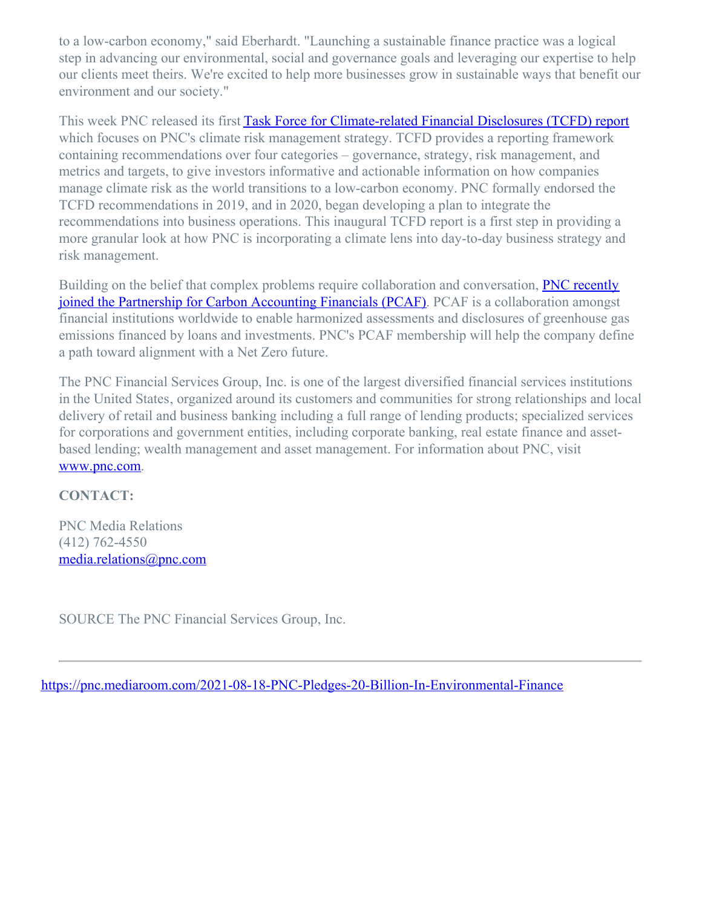to a low-carbon economy," said Eberhardt. "Launching a sustainable finance practice was a logical step in advancing our environmental, social and governance goals and leveraging our expertise to help our clients meet theirs. We're excited to help more businesses grow in sustainable ways that benefit our environment and our society."

This week PNC released its first [Task Force for Climate-related Financial Disclosures (TCFD) report] which focuses on PNC's climate risk management strategy. TCFD provides a reporting framework containing recommendations over four categories – governance, strategy, risk management, and metrics and targets, to give investors informative and actionable information on how companies manage climate risk as the world transitions to a low-carbon economy. PNC formally endorsed the TCFD recommendations in 2019, and in 2020, began developing a plan to integrate the recommendations into business operations. This inaugural TCFD report is a first step in providing a more granular look at how PNC is incorporating a climate lens into day-to-day business strategy and risk management.

Building on the belief that complex problems require collaboration and conversation, [PNC recently joined the Partnership for Carbon Accounting Financials (PCAF)]. PCAF is a collaboration amongst financial institutions worldwide to enable harmonized assessments and disclosures of greenhouse gas emissions financed by loans and investments. PNC's PCAF membership will help the company define a path toward alignment with a Net Zero future.

The PNC Financial Services Group, Inc. is one of the largest diversified financial services institutions in the United States, organized around its customers and communities for strong relationships and local delivery of retail and business banking including a full range of lending products; specialized services for corporations and government entities, including corporate banking, real estate finance and asset-based lending; wealth management and asset management. For information about PNC, visit www.pnc.com.

**CONTACT:**

PNC Media Relations
(412) 762-4550
media.relations@pnc.com

SOURCE The PNC Financial Services Group, Inc.

---

https://pnc.mediaroom.com/2021-08-18-PNC-Pledges-20-Billion-In-Environmental-Finance